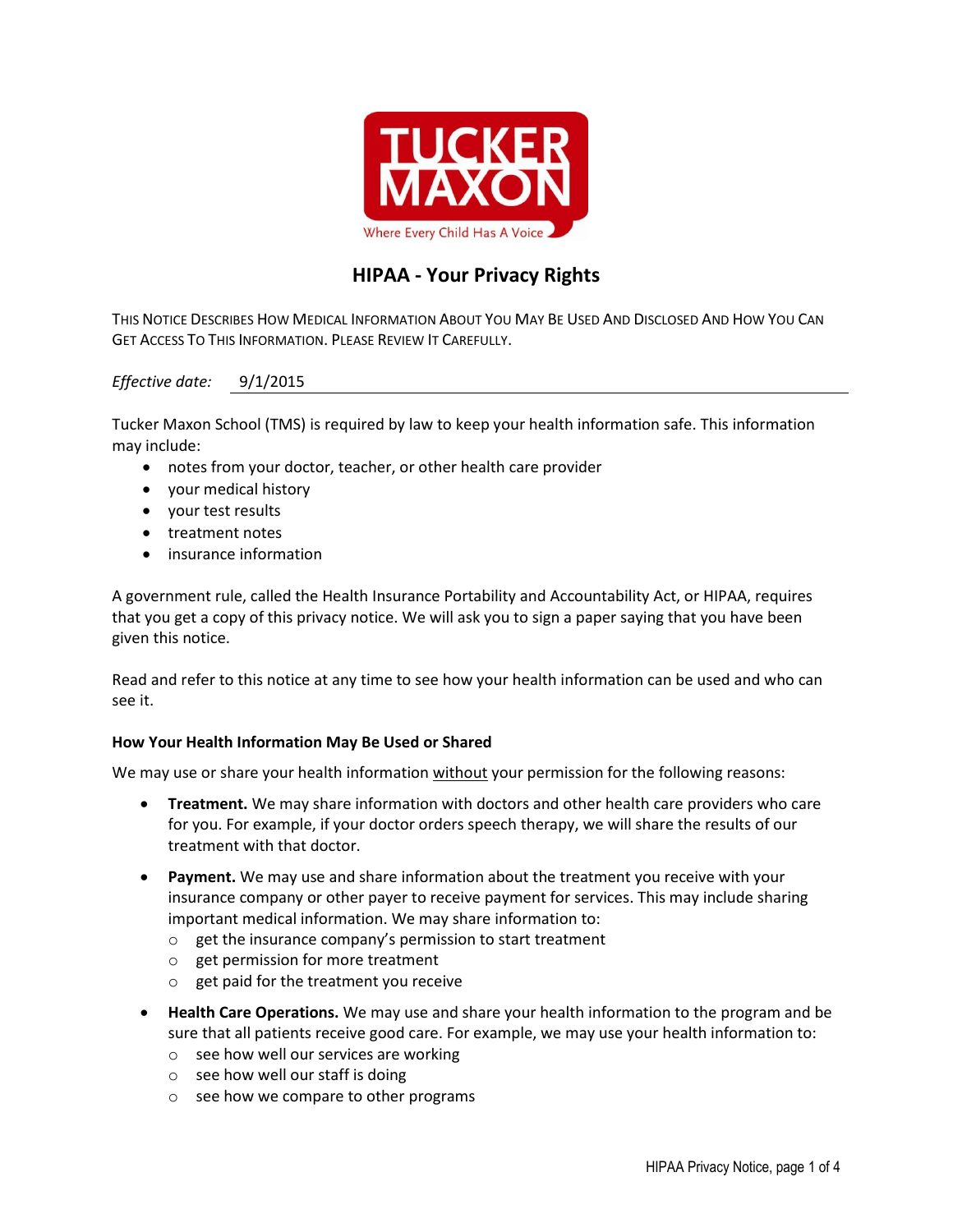TUCKER MAXON

Where Every Child Has A Voice

# HIPAA - Your Privacy Rights

THIS NOTICE DESCRIBES HOW MEDICAL INFORMATION ABOUT YOU MAY BE USED AND DISCLOSED AND HOW YOU CAN GET ACCESS TO THIS INFORMATION. PLEASE REVIEW IT CAREFULLY.

*Effective date:* 9/1/2015

Tucker Maxon School (TMS) is required by law to keep your health information safe. This information may include:

- notes from your doctor, teacher, or other health care provider
- your medical history
- your test results
- treatment notes
- insurance information

A government rule, called the Health Insurance Portability and Accountability Act, or HIPAA, requires that you get a copy of this privacy notice. We will ask you to sign a paper saying that you have been given this notice.

Read and refer to this notice at any time to see how your health information can be used and who can see it.

### How Your Health Information May Be Used or Shared

We may use or share your health information without your permission for the following reasons:

- **Treatment.** We may share information with doctors and other health care providers who care for you. For example, if your doctor orders speech therapy, we will share the results of our treatment with that doctor.
- **Payment.** We may use and share information about the treatment you receive with your insurance company or other payer to receive payment for services. This may include sharing important medical information. We may share information to:
  - get the insurance company's permission to start treatment
  - get permission for more treatment
  - get paid for the treatment you receive
- **Health Care Operations.** We may use and share your health information to the program and be sure that all patients receive good care. For example, we may use your health information to:
  - see how well our services are working
  - see how well our staff is doing
  - see how we compare to other programs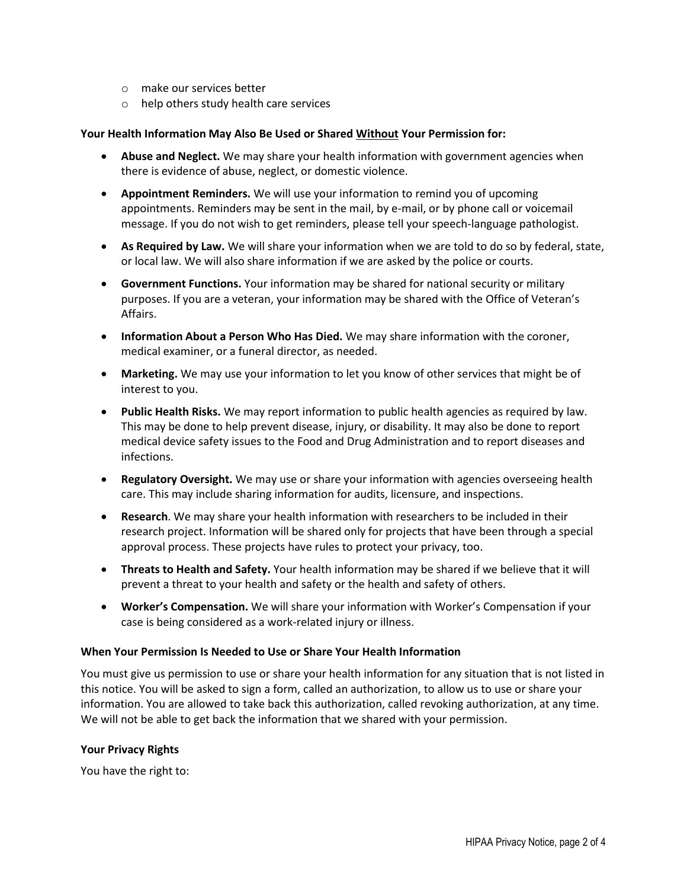- make our services better
- help others study health care services

**Your Health Information May Also Be Used or Shared <u>Without</u> Your Permission for:**

- **Abuse and Neglect.** We may share your health information with government agencies when there is evidence of abuse, neglect, or domestic violence.
- **Appointment Reminders.** We will use your information to remind you of upcoming appointments. Reminders may be sent in the mail, by e-mail, or by phone call or voicemail message. If you do not wish to get reminders, please tell your speech-language pathologist.
- **As Required by Law.** We will share your information when we are told to do so by federal, state, or local law. We will also share information if we are asked by the police or courts.
- **Government Functions.** Your information may be shared for national security or military purposes. If you are a veteran, your information may be shared with the Office of Veteran's Affairs.
- **Information About a Person Who Has Died.** We may share information with the coroner, medical examiner, or a funeral director, as needed.
- **Marketing.** We may use your information to let you know of other services that might be of interest to you.
- **Public Health Risks.** We may report information to public health agencies as required by law. This may be done to help prevent disease, injury, or disability. It may also be done to report medical device safety issues to the Food and Drug Administration and to report diseases and infections.
- **Regulatory Oversight.** We may use or share your information with agencies overseeing health care. This may include sharing information for audits, licensure, and inspections.
- **Research**. We may share your health information with researchers to be included in their research project. Information will be shared only for projects that have been through a special approval process. These projects have rules to protect your privacy, too.
- **Threats to Health and Safety.** Your health information may be shared if we believe that it will prevent a threat to your health and safety or the health and safety of others.
- **Worker's Compensation.** We will share your information with Worker's Compensation if your case is being considered as a work-related injury or illness.

**When Your Permission Is Needed to Use or Share Your Health Information**

You must give us permission to use or share your health information for any situation that is not listed in this notice. You will be asked to sign a form, called an authorization, to allow us to use or share your information. You are allowed to take back this authorization, called revoking authorization, at any time. We will not be able to get back the information that we shared with your permission.

**Your Privacy Rights**

You have the right to: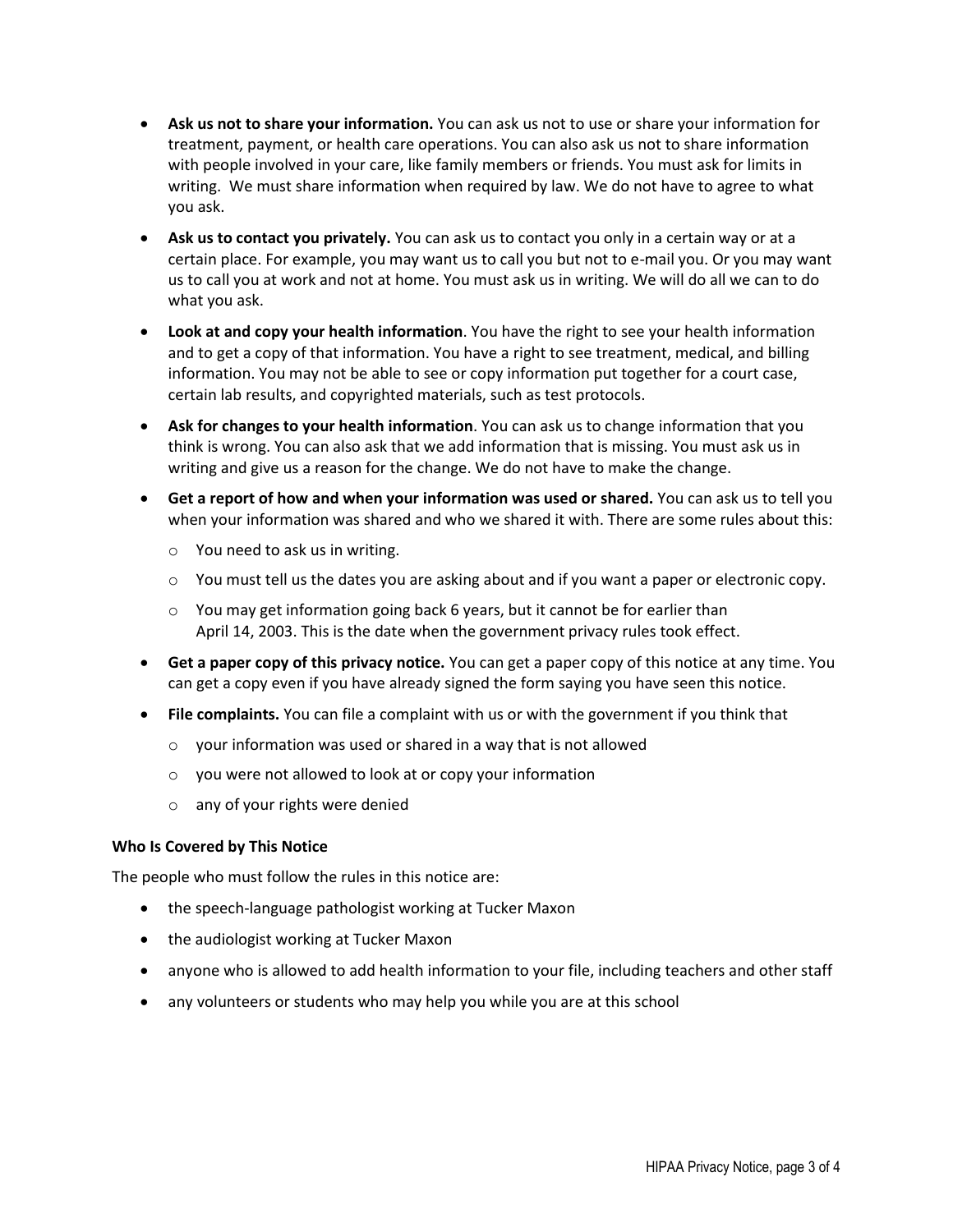- **Ask us not to share your information.** You can ask us not to use or share your information for treatment, payment, or health care operations. You can also ask us not to share information with people involved in your care, like family members or friends. You must ask for limits in writing. We must share information when required by law. We do not have to agree to what you ask.
- **Ask us to contact you privately.** You can ask us to contact you only in a certain way or at a certain place. For example, you may want us to call you but not to e-mail you. Or you may want us to call you at work and not at home. You must ask us in writing. We will do all we can to do what you ask.
- **Look at and copy your health information**. You have the right to see your health information and to get a copy of that information. You have a right to see treatment, medical, and billing information. You may not be able to see or copy information put together for a court case, certain lab results, and copyrighted materials, such as test protocols.
- **Ask for changes to your health information**. You can ask us to change information that you think is wrong. You can also ask that we add information that is missing. You must ask us in writing and give us a reason for the change. We do not have to make the change.
- **Get a report of how and when your information was used or shared.** You can ask us to tell you when your information was shared and who we shared it with. There are some rules about this:
  - You need to ask us in writing.
  - You must tell us the dates you are asking about and if you want a paper or electronic copy.
  - You may get information going back 6 years, but it cannot be for earlier than April 14, 2003. This is the date when the government privacy rules took effect.
- **Get a paper copy of this privacy notice.** You can get a paper copy of this notice at any time. You can get a copy even if you have already signed the form saying you have seen this notice.
- **File complaints.** You can file a complaint with us or with the government if you think that
  - your information was used or shared in a way that is not allowed
  - you were not allowed to look at or copy your information
  - any of your rights were denied

**Who Is Covered by This Notice**

The people who must follow the rules in this notice are:

- the speech-language pathologist working at Tucker Maxon
- the audiologist working at Tucker Maxon
- anyone who is allowed to add health information to your file, including teachers and other staff
- any volunteers or students who may help you while you are at this school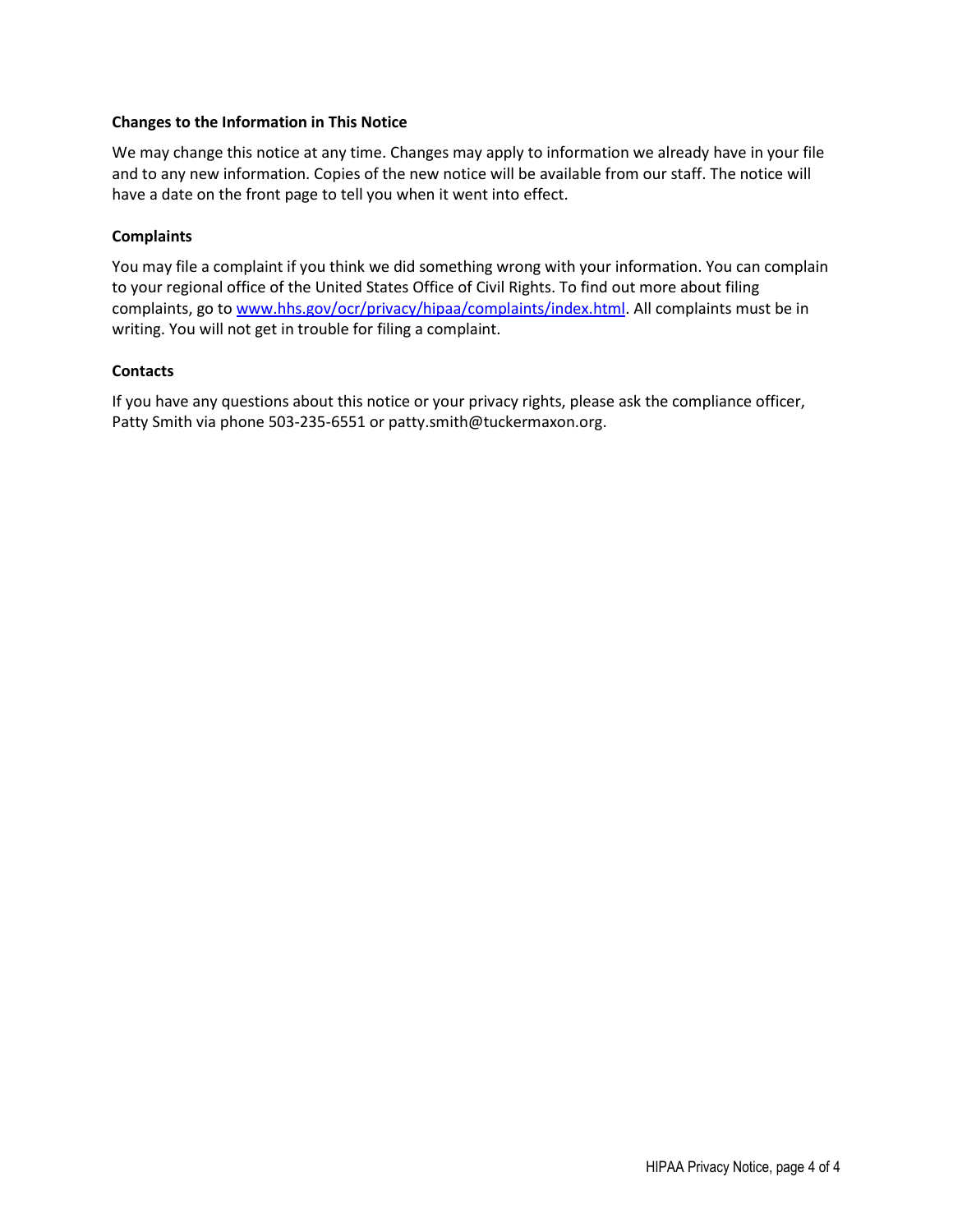**Changes to the Information in This Notice**

We may change this notice at any time. Changes may apply to information we already have in your file and to any new information. Copies of the new notice will be available from our staff. The notice will have a date on the front page to tell you when it went into effect.

**Complaints**

You may file a complaint if you think we did something wrong with your information. You can complain to your regional office of the United States Office of Civil Rights. To find out more about filing complaints, go to [www.hhs.gov/ocr/privacy/hipaa/complaints/index.html](http://www.hhs.gov/ocr/privacy/hipaa/complaints/index.html). All complaints must be in writing. You will not get in trouble for filing a complaint.

**Contacts**

If you have any questions about this notice or your privacy rights, please ask the compliance officer, Patty Smith via phone 503-235-6551 or patty.smith@tuckermaxon.org.